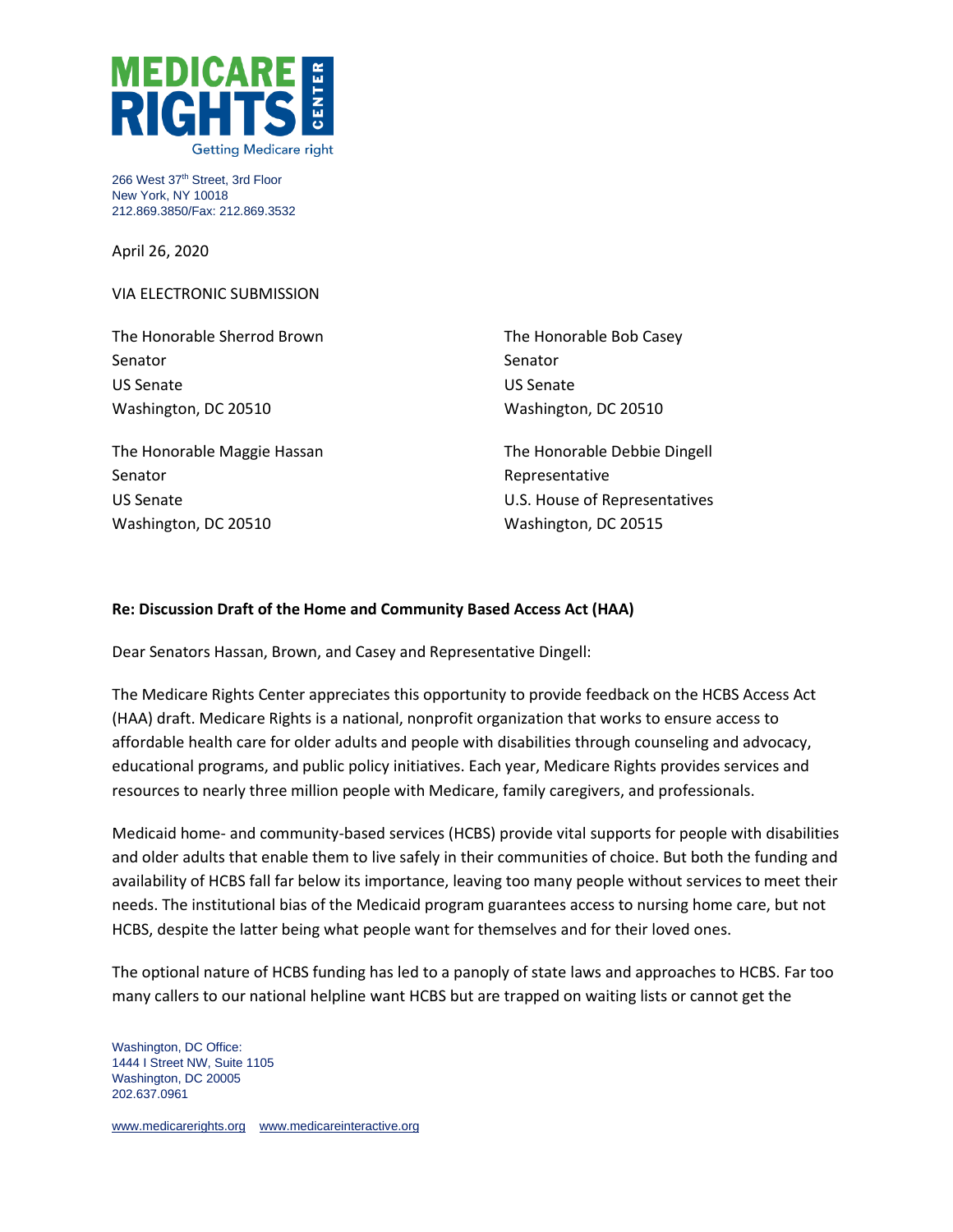**MEDICARE RIGHTS CENTER**
Getting Medicare right

266 West 37th Street, 3rd Floor
New York, NY 10018
212.869.3850/Fax: 212.869.3532

April 26, 2020

VIA ELECTRONIC SUBMISSION

The Honorable Sherrod Brown
Senator
US Senate
Washington, DC 20510

The Honorable Bob Casey
Senator
US Senate
Washington, DC 20510

The Honorable Maggie Hassan
Senator
US Senate
Washington, DC 20510

The Honorable Debbie Dingell
Representative
U.S. House of Representatives
Washington, DC 20515

**Re: Discussion Draft of the Home and Community Based Access Act (HAA)**

Dear Senators Hassan, Brown, and Casey and Representative Dingell:

The Medicare Rights Center appreciates this opportunity to provide feedback on the HCBS Access Act (HAA) draft. Medicare Rights is a national, nonprofit organization that works to ensure access to affordable health care for older adults and people with disabilities through counseling and advocacy, educational programs, and public policy initiatives. Each year, Medicare Rights provides services and resources to nearly three million people with Medicare, family caregivers, and professionals.

Medicaid home- and community-based services (HCBS) provide vital supports for people with disabilities and older adults that enable them to live safely in their communities of choice. But both the funding and availability of HCBS fall far below its importance, leaving too many people without services to meet their needs. The institutional bias of the Medicaid program guarantees access to nursing home care, but not HCBS, despite the latter being what people want for themselves and for their loved ones.

The optional nature of HCBS funding has led to a panoply of state laws and approaches to HCBS. Far too many callers to our national helpline want HCBS but are trapped on waiting lists or cannot get the

Washington, DC Office:
1444 I Street NW, Suite 1105
Washington, DC 20005
202.637.0961

www.medicarerights.org www.medicareinteractive.org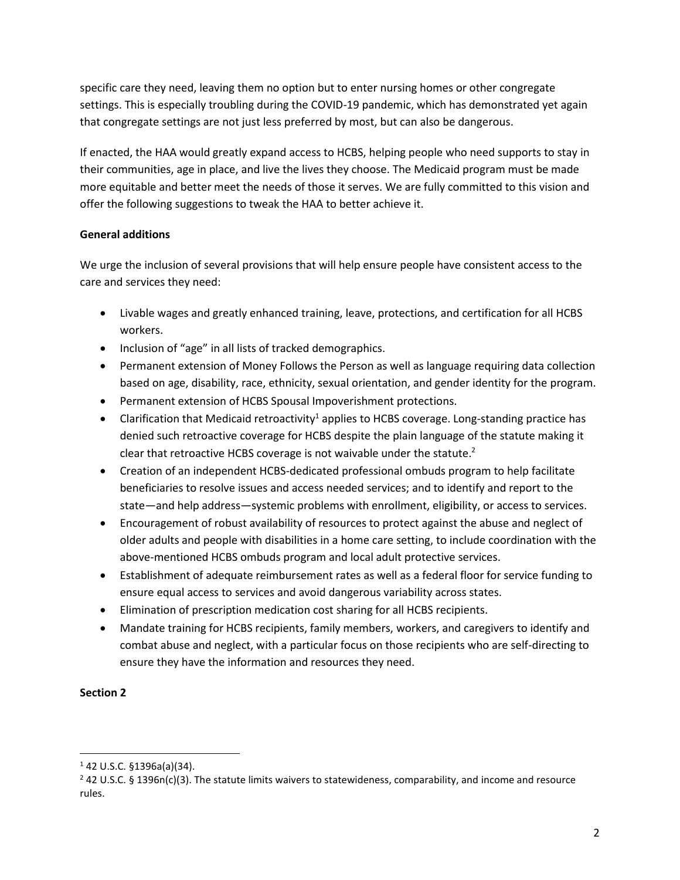specific care they need, leaving them no option but to enter nursing homes or other congregate settings. This is especially troubling during the COVID-19 pandemic, which has demonstrated yet again that congregate settings are not just less preferred by most, but can also be dangerous.

If enacted, the HAA would greatly expand access to HCBS, helping people who need supports to stay in their communities, age in place, and live the lives they choose. The Medicaid program must be made more equitable and better meet the needs of those it serves. We are fully committed to this vision and offer the following suggestions to tweak the HAA to better achieve it.

**General additions**

We urge the inclusion of several provisions that will help ensure people have consistent access to the care and services they need:

- Livable wages and greatly enhanced training, leave, protections, and certification for all HCBS workers.
- Inclusion of "age" in all lists of tracked demographics.
- Permanent extension of Money Follows the Person as well as language requiring data collection based on age, disability, race, ethnicity, sexual orientation, and gender identity for the program.
- Permanent extension of HCBS Spousal Impoverishment protections.
- Clarification that Medicaid retroactivity[1] applies to HCBS coverage. Long-standing practice has denied such retroactive coverage for HCBS despite the plain language of the statute making it clear that retroactive HCBS coverage is not waivable under the statute.[2]
- Creation of an independent HCBS-dedicated professional ombuds program to help facilitate beneficiaries to resolve issues and access needed services; and to identify and report to the state—and help address—systemic problems with enrollment, eligibility, or access to services.
- Encouragement of robust availability of resources to protect against the abuse and neglect of older adults and people with disabilities in a home care setting, to include coordination with the above-mentioned HCBS ombuds program and local adult protective services.
- Establishment of adequate reimbursement rates as well as a federal floor for service funding to ensure equal access to services and avoid dangerous variability across states.
- Elimination of prescription medication cost sharing for all HCBS recipients.
- Mandate training for HCBS recipients, family members, workers, and caregivers to identify and combat abuse and neglect, with a particular focus on those recipients who are self-directing to ensure they have the information and resources they need.

**Section 2**

---

[1] 42 U.S.C. §1396a(a)(34).

[2] 42 U.S.C. § 1396n(c)(3). The statute limits waivers to statewideness, comparability, and income and resource rules.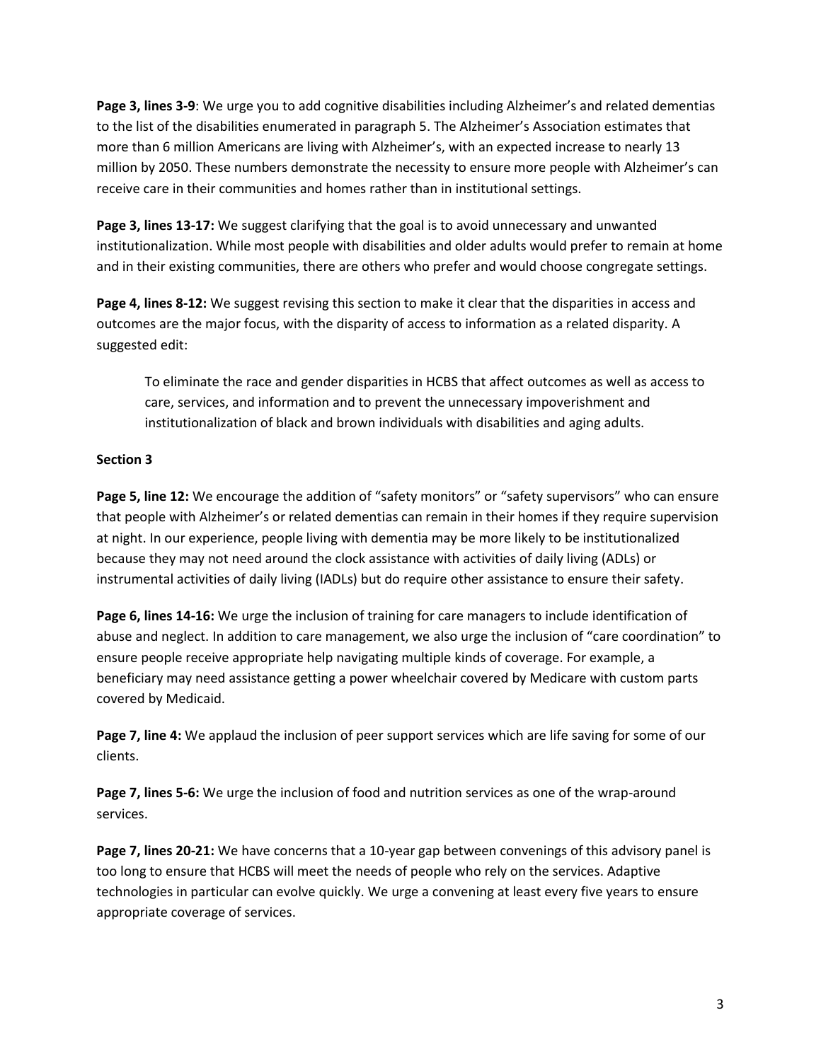**Page 3, lines 3-9**: We urge you to add cognitive disabilities including Alzheimer's and related dementias to the list of the disabilities enumerated in paragraph 5. The Alzheimer's Association estimates that more than 6 million Americans are living with Alzheimer's, with an expected increase to nearly 13 million by 2050. These numbers demonstrate the necessity to ensure more people with Alzheimer's can receive care in their communities and homes rather than in institutional settings.

**Page 3, lines 13-17:** We suggest clarifying that the goal is to avoid unnecessary and unwanted institutionalization. While most people with disabilities and older adults would prefer to remain at home and in their existing communities, there are others who prefer and would choose congregate settings.

**Page 4, lines 8-12:** We suggest revising this section to make it clear that the disparities in access and outcomes are the major focus, with the disparity of access to information as a related disparity. A suggested edit:

> To eliminate the race and gender disparities in HCBS that affect outcomes as well as access to care, services, and information and to prevent the unnecessary impoverishment and institutionalization of black and brown individuals with disabilities and aging adults.

**Section 3**

**Page 5, line 12:** We encourage the addition of "safety monitors" or "safety supervisors" who can ensure that people with Alzheimer's or related dementias can remain in their homes if they require supervision at night. In our experience, people living with dementia may be more likely to be institutionalized because they may not need around the clock assistance with activities of daily living (ADLs) or instrumental activities of daily living (IADLs) but do require other assistance to ensure their safety.

**Page 6, lines 14-16:** We urge the inclusion of training for care managers to include identification of abuse and neglect. In addition to care management, we also urge the inclusion of "care coordination" to ensure people receive appropriate help navigating multiple kinds of coverage. For example, a beneficiary may need assistance getting a power wheelchair covered by Medicare with custom parts covered by Medicaid.

**Page 7, line 4:** We applaud the inclusion of peer support services which are life saving for some of our clients.

**Page 7, lines 5-6:** We urge the inclusion of food and nutrition services as one of the wrap-around services.

**Page 7, lines 20-21:** We have concerns that a 10-year gap between convenings of this advisory panel is too long to ensure that HCBS will meet the needs of people who rely on the services. Adaptive technologies in particular can evolve quickly. We urge a convening at least every five years to ensure appropriate coverage of services.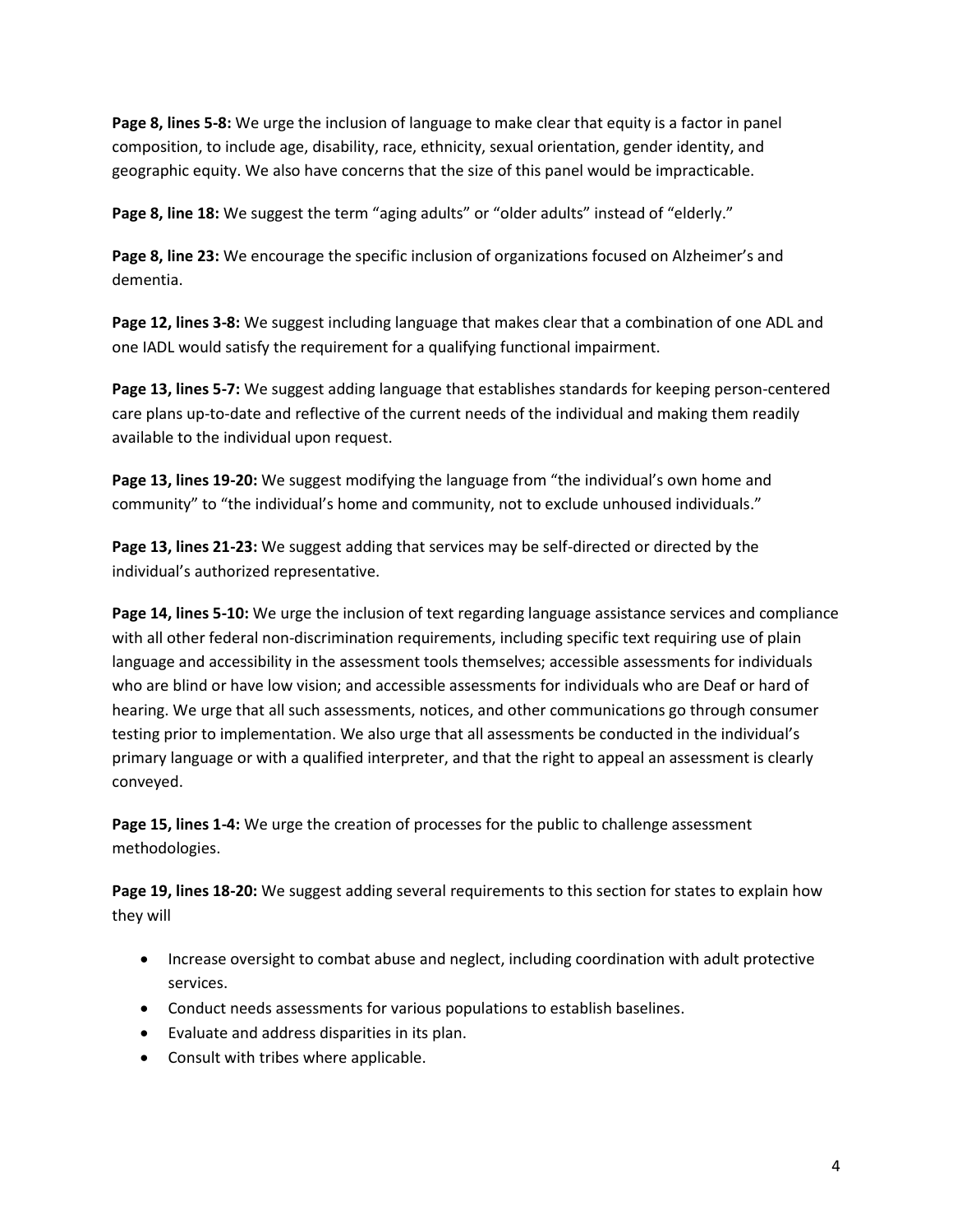**Page 8, lines 5-8:** We urge the inclusion of language to make clear that equity is a factor in panel composition, to include age, disability, race, ethnicity, sexual orientation, gender identity, and geographic equity. We also have concerns that the size of this panel would be impracticable.

**Page 8, line 18:** We suggest the term "aging adults" or "older adults" instead of "elderly."

**Page 8, line 23:** We encourage the specific inclusion of organizations focused on Alzheimer's and dementia.

**Page 12, lines 3-8:** We suggest including language that makes clear that a combination of one ADL and one IADL would satisfy the requirement for a qualifying functional impairment.

**Page 13, lines 5-7:** We suggest adding language that establishes standards for keeping person-centered care plans up-to-date and reflective of the current needs of the individual and making them readily available to the individual upon request.

**Page 13, lines 19-20:** We suggest modifying the language from "the individual's own home and community" to "the individual's home and community, not to exclude unhoused individuals."

**Page 13, lines 21-23:** We suggest adding that services may be self-directed or directed by the individual's authorized representative.

**Page 14, lines 5-10:** We urge the inclusion of text regarding language assistance services and compliance with all other federal non-discrimination requirements, including specific text requiring use of plain language and accessibility in the assessment tools themselves; accessible assessments for individuals who are blind or have low vision; and accessible assessments for individuals who are Deaf or hard of hearing. We urge that all such assessments, notices, and other communications go through consumer testing prior to implementation. We also urge that all assessments be conducted in the individual's primary language or with a qualified interpreter, and that the right to appeal an assessment is clearly conveyed.

**Page 15, lines 1-4:** We urge the creation of processes for the public to challenge assessment methodologies.

**Page 19, lines 18-20:** We suggest adding several requirements to this section for states to explain how they will

- Increase oversight to combat abuse and neglect, including coordination with adult protective services.
- Conduct needs assessments for various populations to establish baselines.
- Evaluate and address disparities in its plan.
- Consult with tribes where applicable.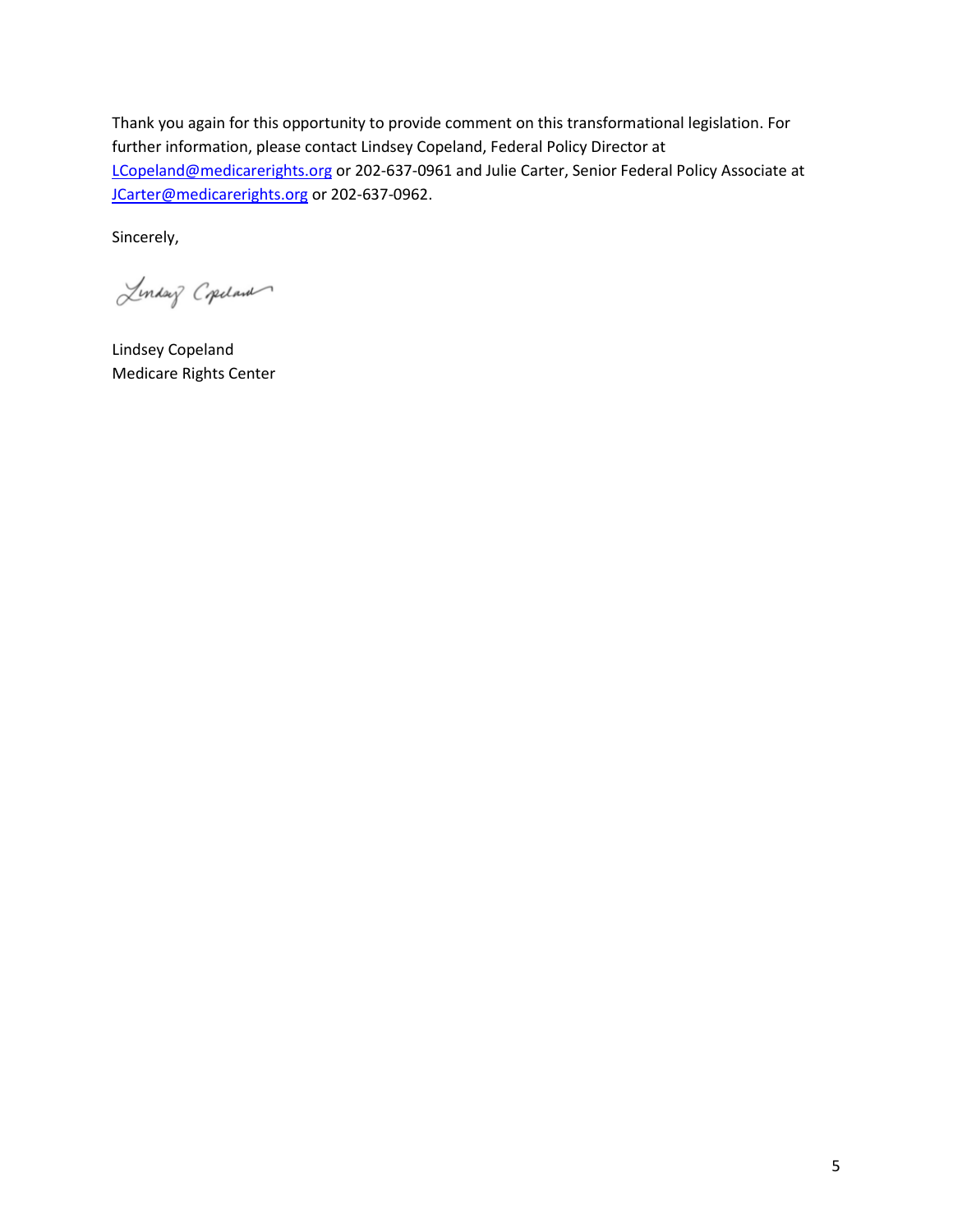Thank you again for this opportunity to provide comment on this transformational legislation. For further information, please contact Lindsey Copeland, Federal Policy Director at LCopeland@medicarerights.org or 202-637-0961 and Julie Carter, Senior Federal Policy Associate at JCarter@medicarerights.org or 202-637-0962.

Sincerely,

Lindsey Copeland

Lindsey Copeland
Medicare Rights Center